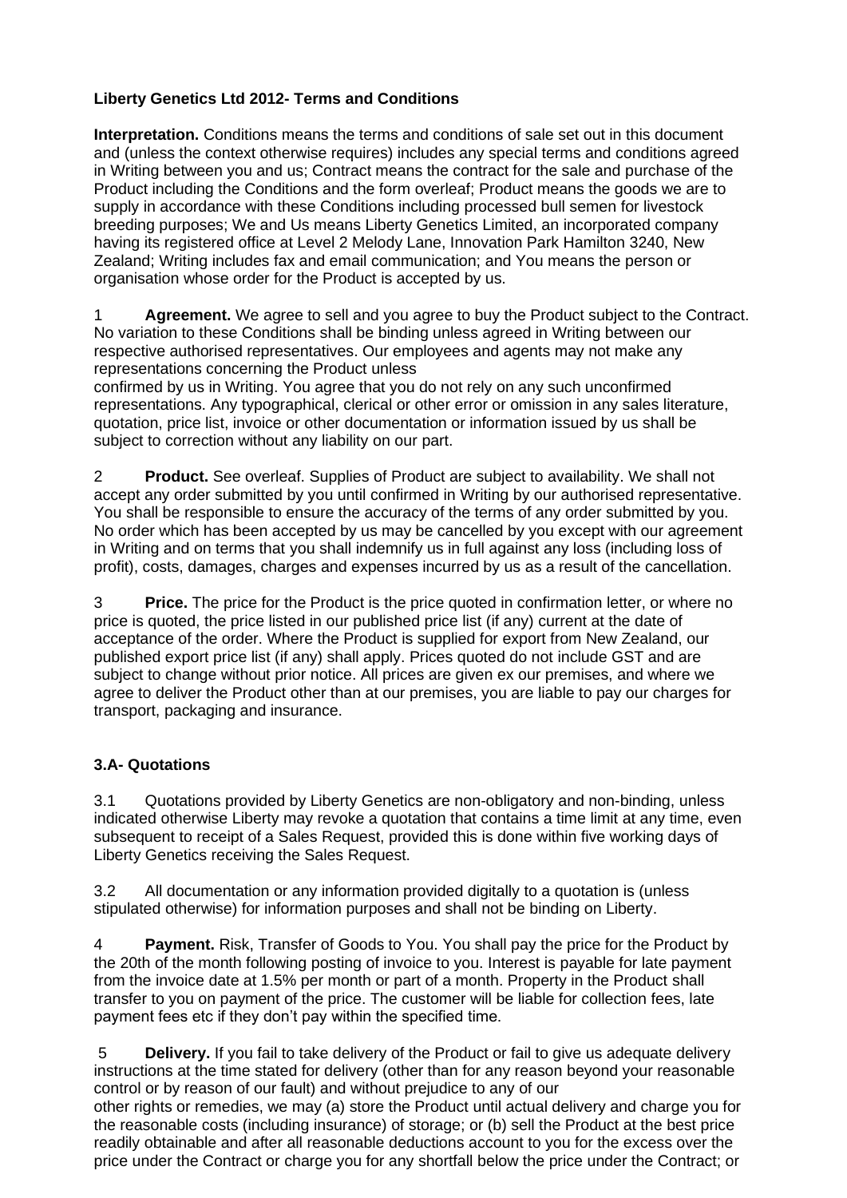**Liberty Genetics Ltd 2012- Terms and Conditions**

**Interpretation.** Conditions means the terms and conditions of sale set out in this document and (unless the context otherwise requires) includes any special terms and conditions agreed in Writing between you and us; Contract means the contract for the sale and purchase of the Product including the Conditions and the form overleaf; Product means the goods we are to supply in accordance with these Conditions including processed bull semen for livestock breeding purposes; We and Us means Liberty Genetics Limited, an incorporated company having its registered office at Level 2 Melody Lane, Innovation Park Hamilton 3240, New Zealand; Writing includes fax and email communication; and You means the person or organisation whose order for the Product is accepted by us.

1 **Agreement.** We agree to sell and you agree to buy the Product subject to the Contract. No variation to these Conditions shall be binding unless agreed in Writing between our respective authorised representatives. Our employees and agents may not make any representations concerning the Product unless confirmed by us in Writing. You agree that you do not rely on any such unconfirmed representations. Any typographical, clerical or other error or omission in any sales literature, quotation, price list, invoice or other documentation or information issued by us shall be subject to correction without any liability on our part.

2 **Product.** See overleaf. Supplies of Product are subject to availability. We shall not accept any order submitted by you until confirmed in Writing by our authorised representative. You shall be responsible to ensure the accuracy of the terms of any order submitted by you. No order which has been accepted by us may be cancelled by you except with our agreement in Writing and on terms that you shall indemnify us in full against any loss (including loss of profit), costs, damages, charges and expenses incurred by us as a result of the cancellation.

3 **Price.** The price for the Product is the price quoted in confirmation letter, or where no price is quoted, the price listed in our published price list (if any) current at the date of acceptance of the order. Where the Product is supplied for export from New Zealand, our published export price list (if any) shall apply. Prices quoted do not include GST and are subject to change without prior notice. All prices are given ex our premises, and where we agree to deliver the Product other than at our premises, you are liable to pay our charges for transport, packaging and insurance.

**3.A- Quotations**

3.1 Quotations provided by Liberty Genetics are non-obligatory and non-binding, unless indicated otherwise Liberty may revoke a quotation that contains a time limit at any time, even subsequent to receipt of a Sales Request, provided this is done within five working days of Liberty Genetics receiving the Sales Request.

3.2 All documentation or any information provided digitally to a quotation is (unless stipulated otherwise) for information purposes and shall not be binding on Liberty.

4 **Payment.** Risk, Transfer of Goods to You. You shall pay the price for the Product by the 20th of the month following posting of invoice to you. Interest is payable for late payment from the invoice date at 1.5% per month or part of a month. Property in the Product shall transfer to you on payment of the price. The customer will be liable for collection fees, late payment fees etc if they don't pay within the specified time.

5 **Delivery.** If you fail to take delivery of the Product or fail to give us adequate delivery instructions at the time stated for delivery (other than for any reason beyond your reasonable control or by reason of our fault) and without prejudice to any of our other rights or remedies, we may (a) store the Product until actual delivery and charge you for the reasonable costs (including insurance) of storage; or (b) sell the Product at the best price readily obtainable and after all reasonable deductions account to you for the excess over the price under the Contract or charge you for any shortfall below the price under the Contract; or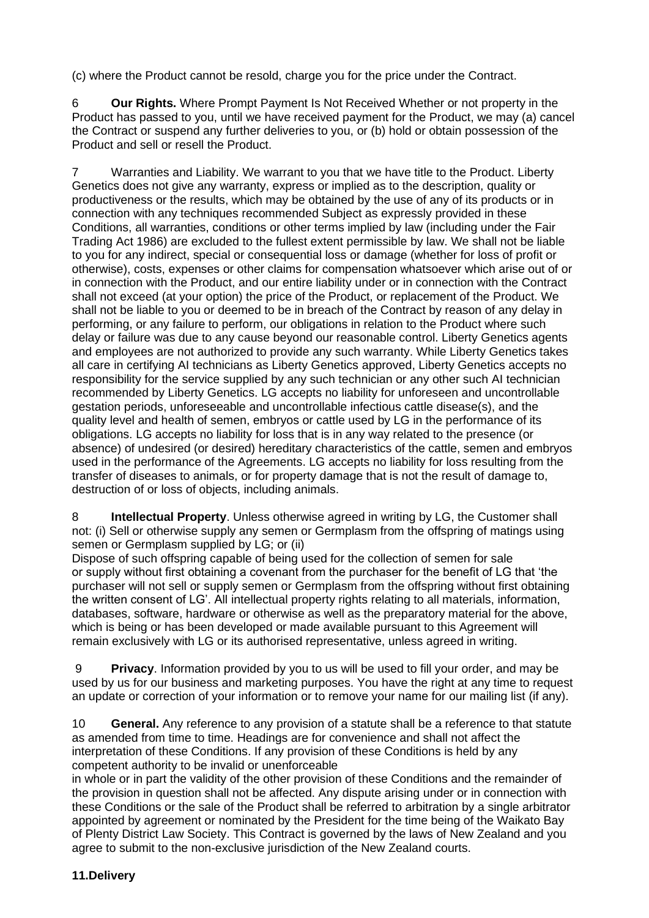(c) where the Product cannot be resold, charge you for the price under the Contract.

6 **Our Rights.** Where Prompt Payment Is Not Received Whether or not property in the Product has passed to you, until we have received payment for the Product, we may (a) cancel the Contract or suspend any further deliveries to you, or (b) hold or obtain possession of the Product and sell or resell the Product.

7 Warranties and Liability. We warrant to you that we have title to the Product. Liberty Genetics does not give any warranty, express or implied as to the description, quality or productiveness or the results, which may be obtained by the use of any of its products or in connection with any techniques recommended Subject as expressly provided in these Conditions, all warranties, conditions or other terms implied by law (including under the Fair Trading Act 1986) are excluded to the fullest extent permissible by law. We shall not be liable to you for any indirect, special or consequential loss or damage (whether for loss of profit or otherwise), costs, expenses or other claims for compensation whatsoever which arise out of or in connection with the Product, and our entire liability under or in connection with the Contract shall not exceed (at your option) the price of the Product, or replacement of the Product. We shall not be liable to you or deemed to be in breach of the Contract by reason of any delay in performing, or any failure to perform, our obligations in relation to the Product where such delay or failure was due to any cause beyond our reasonable control. Liberty Genetics agents and employees are not authorized to provide any such warranty. While Liberty Genetics takes all care in certifying AI technicians as Liberty Genetics approved, Liberty Genetics accepts no responsibility for the service supplied by any such technician or any other such AI technician recommended by Liberty Genetics. LG accepts no liability for unforeseen and uncontrollable gestation periods, unforeseeable and uncontrollable infectious cattle disease(s), and the quality level and health of semen, embryos or cattle used by LG in the performance of its obligations. LG accepts no liability for loss that is in any way related to the presence (or absence) of undesired (or desired) hereditary characteristics of the cattle, semen and embryos used in the performance of the Agreements. LG accepts no liability for loss resulting from the transfer of diseases to animals, or for property damage that is not the result of damage to, destruction of or loss of objects, including animals.

8 **Intellectual Property**. Unless otherwise agreed in writing by LG, the Customer shall not: (i) Sell or otherwise supply any semen or Germplasm from the offspring of matings using semen or Germplasm supplied by LG; or (ii)
Dispose of such offspring capable of being used for the collection of semen for sale or supply without first obtaining a covenant from the purchaser for the benefit of LG that 'the purchaser will not sell or supply semen or Germplasm from the offspring without first obtaining the written consent of LG'. All intellectual property rights relating to all materials, information, databases, software, hardware or otherwise as well as the preparatory material for the above, which is being or has been developed or made available pursuant to this Agreement will remain exclusively with LG or its authorised representative, unless agreed in writing.

9 **Privacy**. Information provided by you to us will be used to fill your order, and may be used by us for our business and marketing purposes. You have the right at any time to request an update or correction of your information or to remove your name for our mailing list (if any).

10 **General.** Any reference to any provision of a statute shall be a reference to that statute as amended from time to time. Headings are for convenience and shall not affect the interpretation of these Conditions. If any provision of these Conditions is held by any competent authority to be invalid or unenforceable
in whole or in part the validity of the other provision of these Conditions and the remainder of the provision in question shall not be affected. Any dispute arising under or in connection with these Conditions or the sale of the Product shall be referred to arbitration by a single arbitrator appointed by agreement or nominated by the President for the time being of the Waikato Bay of Plenty District Law Society. This Contract is governed by the laws of New Zealand and you agree to submit to the non-exclusive jurisdiction of the New Zealand courts.

**11.Delivery**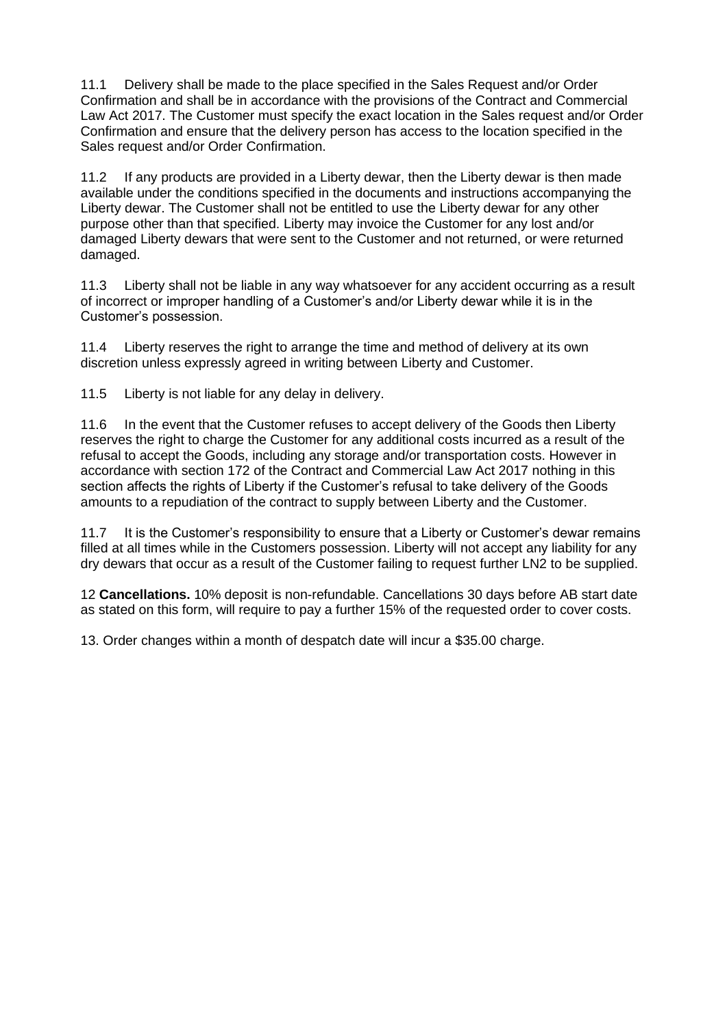11.1 Delivery shall be made to the place specified in the Sales Request and/or Order Confirmation and shall be in accordance with the provisions of the Contract and Commercial Law Act 2017. The Customer must specify the exact location in the Sales request and/or Order Confirmation and ensure that the delivery person has access to the location specified in the Sales request and/or Order Confirmation.

11.2 If any products are provided in a Liberty dewar, then the Liberty dewar is then made available under the conditions specified in the documents and instructions accompanying the Liberty dewar. The Customer shall not be entitled to use the Liberty dewar for any other purpose other than that specified. Liberty may invoice the Customer for any lost and/or damaged Liberty dewars that were sent to the Customer and not returned, or were returned damaged.

11.3 Liberty shall not be liable in any way whatsoever for any accident occurring as a result of incorrect or improper handling of a Customer's and/or Liberty dewar while it is in the Customer's possession.

11.4 Liberty reserves the right to arrange the time and method of delivery at its own discretion unless expressly agreed in writing between Liberty and Customer.

11.5 Liberty is not liable for any delay in delivery.

11.6 In the event that the Customer refuses to accept delivery of the Goods then Liberty reserves the right to charge the Customer for any additional costs incurred as a result of the refusal to accept the Goods, including any storage and/or transportation costs. However in accordance with section 172 of the Contract and Commercial Law Act 2017 nothing in this section affects the rights of Liberty if the Customer's refusal to take delivery of the Goods amounts to a repudiation of the contract to supply between Liberty and the Customer.

11.7 It is the Customer's responsibility to ensure that a Liberty or Customer's dewar remains filled at all times while in the Customers possession. Liberty will not accept any liability for any dry dewars that occur as a result of the Customer failing to request further LN2 to be supplied.

12 **Cancellations.** 10% deposit is non-refundable. Cancellations 30 days before AB start date as stated on this form, will require to pay a further 15% of the requested order to cover costs.

13. Order changes within a month of despatch date will incur a $35.00 charge.